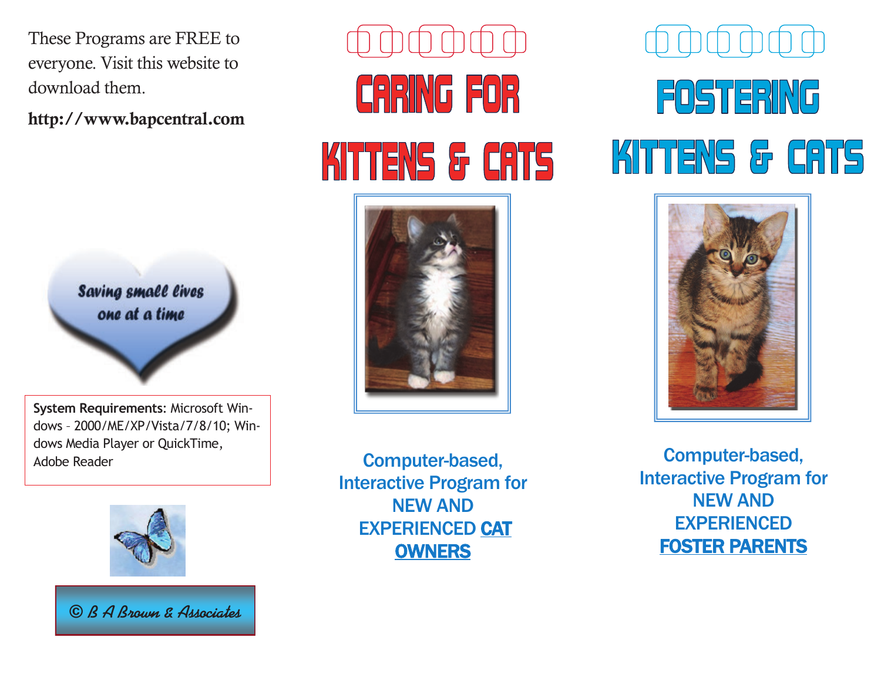These Programs are FREE to everyone. Visit this website to download them.

**http://www.bapcentral.com**

*Saving small lives one at a time*

**System Requirements:** Microsoft Windows – 2000/ME/XP/Vista/7/8/10; Windows Media Player or QuickTime, Adobe Reader

© B A Brown & Associates

# CARING FOR KITTENS & CATS

Computer-based, Interactive Program for NEW AND EXPERIENCED **CAT OWNERS**

# FOSTERING KITTENS & CATS

Computer-based, Interactive Program for NEW AND EXPERIENCED **FOSTER PARENTS**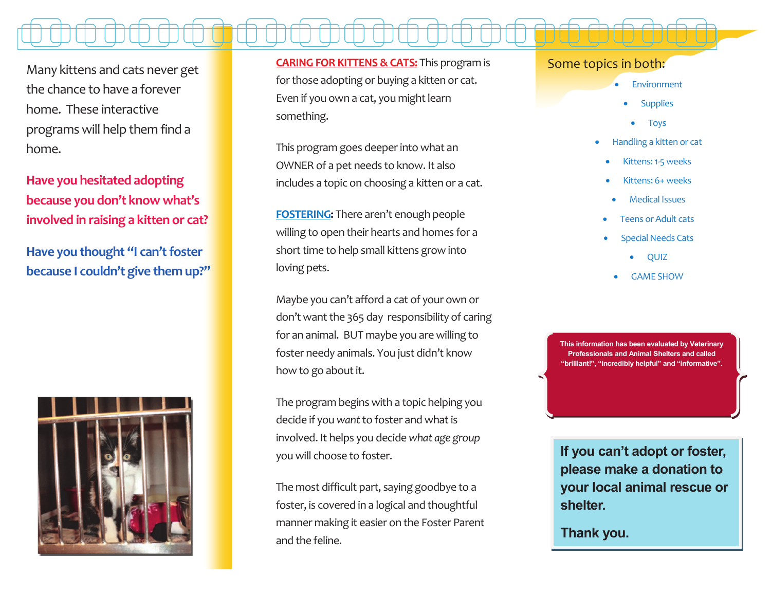Many kittens and cats never get the chance to have a forever home. These interactive programs will help them find a home.

**Have you hesitated adopting because you don't know what's involved in raising a kitten or cat?**

**Have you thought "I can't foster because I couldn't give them up?"**

**CARING FOR KITTENS & CATS:** This program is for those adopting or buying a kitten or cat. Even if you own a cat, you might learn something.

This program goes deeper into what an OWNER of a pet needs to know. It also includes a topic on choosing a kitten or a cat.

**FOSTERING:** There aren't enough people willing to open their hearts and homes for a short time to help small kittens grow into loving pets.

Maybe you can't afford a cat of your own or don't want the 365 day responsibility of caring for an animal. BUT maybe you are willing to foster needy animals. You just didn't know how to go about it.

The program begins with a topic helping you decide if you *want* to foster and what is involved. It helps you decide *what age group* you will choose to foster.

The most difficult part, saying goodbye to a foster, is covered in a logical and thoughtful manner making it easier on the Foster Parent and the feline.

## Some topics in both:

- Environment
- Supplies
- Toys
- Handling a kitten or cat
- Kittens: 1-5 weeks
- Kittens: 6+ weeks
- Medical Issues
- Teens or Adult cats
- Special Needs Cats
- QUIZ
- GAME SHOW

**This information has been evaluated by Veterinary Professionals and Animal Shelters and called "brilliant!", "incredibly helpful" and "informative".**

**If you can't adopt or foster, please make a donation to your local animal rescue or shelter.**

**Thank you.**